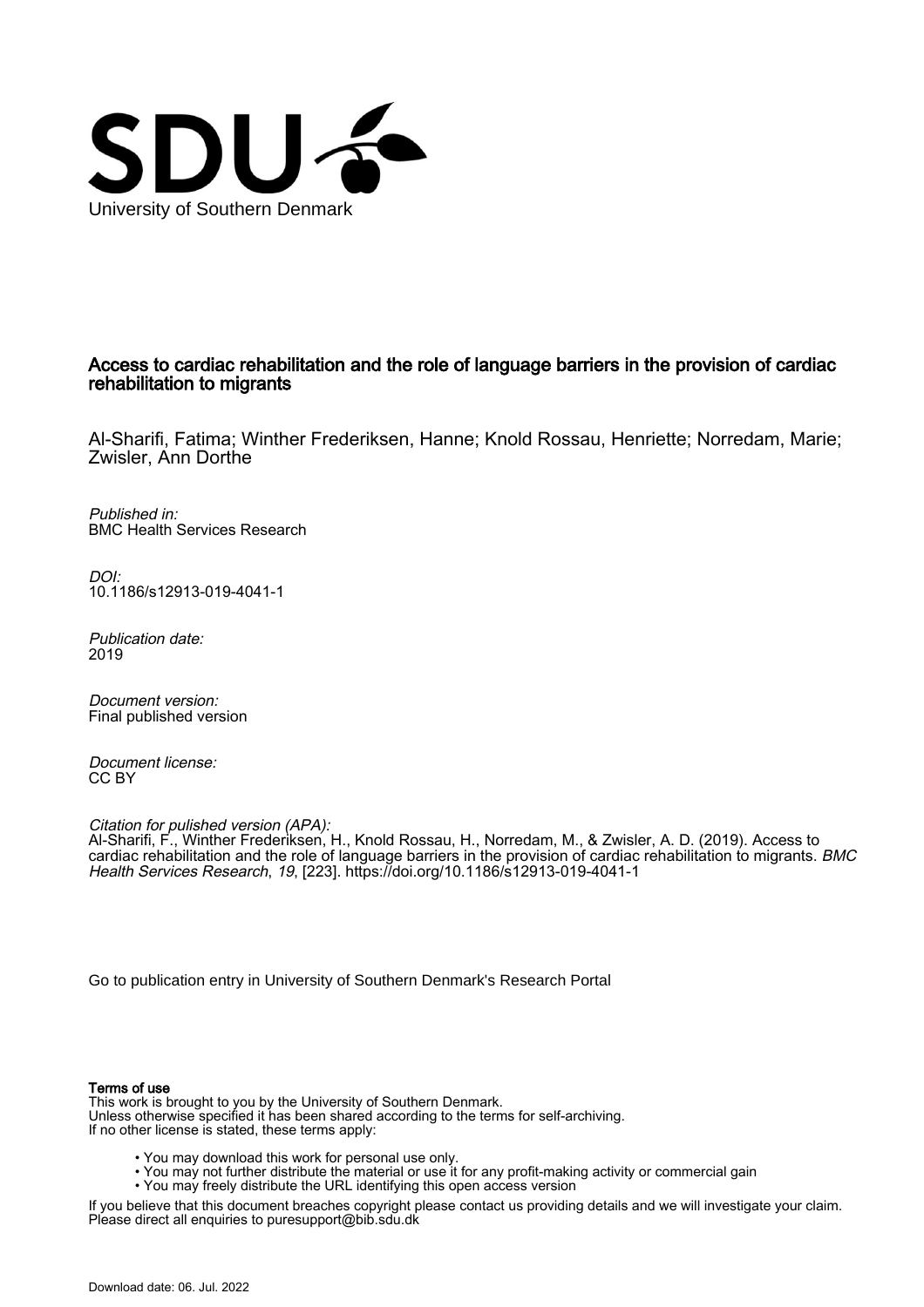University of Southern Denmark

# Access to cardiac rehabilitation and the role of language barriers in the provision of cardiac rehabilitation to migrants

Al-Sharifi, Fatima; Winther Frederiksen, Hanne; Knold Rossau, Henriette; Norredam, Marie; Zwisler, Ann Dorthe

*Published in:*
BMC Health Services Research

*DOI:*
10.1186/s12913-019-4041-1

*Publication date:*
2019

*Document version:*
Final published version

*Document license:*
CC BY

*Citation for pulished version (APA):*
Al-Sharifi, F., Winther Frederiksen, H., Knold Rossau, H., Norredam, M., & Zwisler, A. D. (2019). Access to cardiac rehabilitation and the role of language barriers in the provision of cardiac rehabilitation to migrants. *BMC Health Services Research*, *19*, [223]. https://doi.org/10.1186/s12913-019-4041-1

Go to publication entry in University of Southern Denmark's Research Portal

**Terms of use**

This work is brought to you by the University of Southern Denmark.
Unless otherwise specified it has been shared according to the terms for self-archiving.
If no other license is stated, these terms apply:

- You may download this work for personal use only.
- You may not further distribute the material or use it for any profit-making activity or commercial gain
- You may freely distribute the URL identifying this open access version

If you believe that this document breaches copyright please contact us providing details and we will investigate your claim.
Please direct all enquiries to puresupport@bib.sdu.dk

Download date: 06. Jul. 2022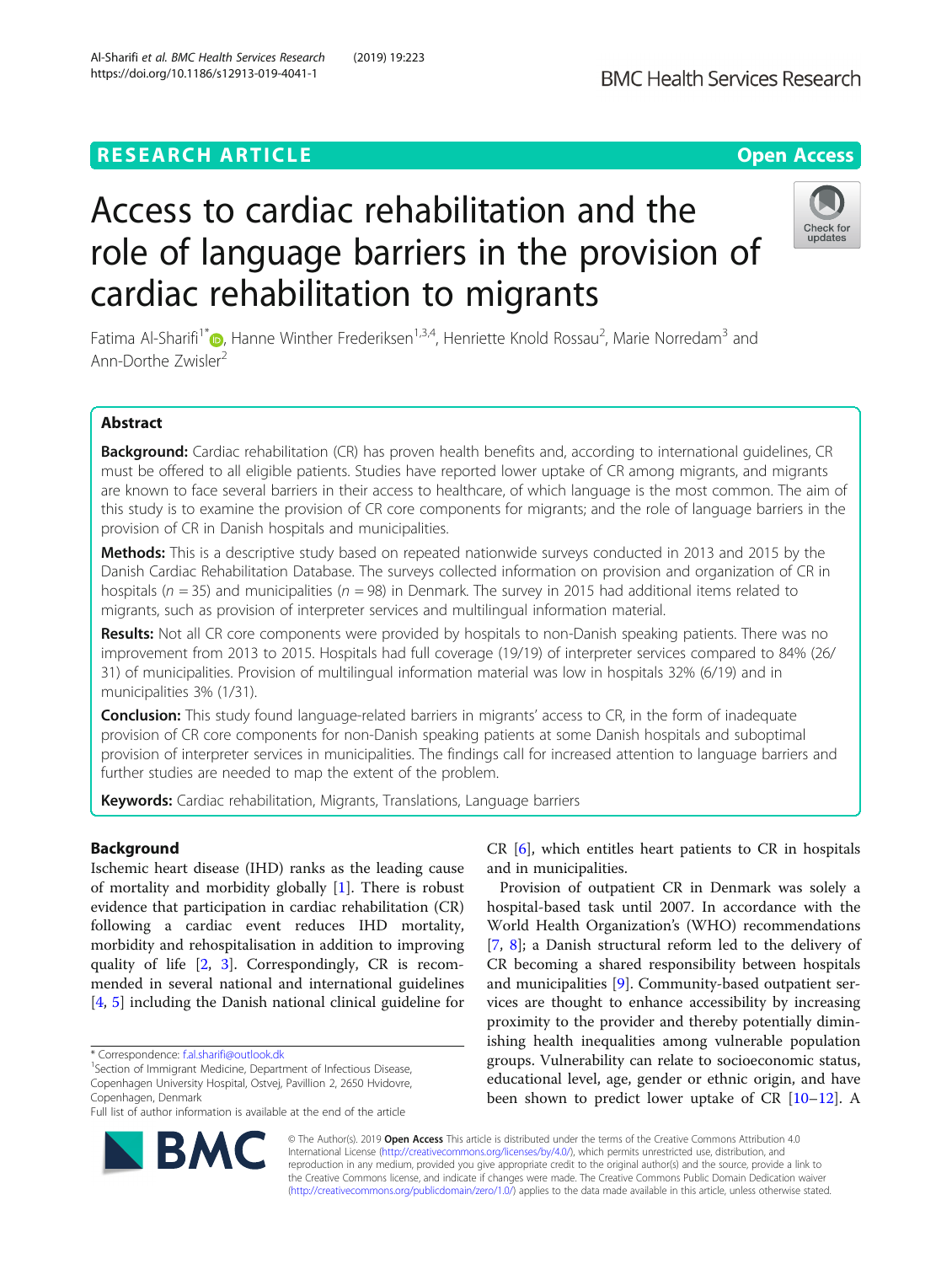# Access to cardiac rehabilitation and the role of language barriers in the provision of cardiac rehabilitation to migrants

Fatima Al-Sharifi[1*], Hanne Winther Frederiksen[1,3,4], Henriette Knold Rossau[2], Marie Norredam[3] and Ann-Dorthe Zwisler[2]

## Abstract

**Background:** Cardiac rehabilitation (CR) has proven health benefits and, according to international guidelines, CR must be offered to all eligible patients. Studies have reported lower uptake of CR among migrants, and migrants are known to face several barriers in their access to healthcare, of which language is the most common. The aim of this study is to examine the provision of CR core components for migrants; and the role of language barriers in the provision of CR in Danish hospitals and municipalities.

**Methods:** This is a descriptive study based on repeated nationwide surveys conducted in 2013 and 2015 by the Danish Cardiac Rehabilitation Database. The surveys collected information on provision and organization of CR in hospitals ($n = 35$) and municipalities ($n = 98$) in Denmark. The survey in 2015 had additional items related to migrants, such as provision of interpreter services and multilingual information material.

**Results:** Not all CR core components were provided by hospitals to non-Danish speaking patients. There was no improvement from 2013 to 2015. Hospitals had full coverage (19/19) of interpreter services compared to 84% (26/31) of municipalities. Provision of multilingual information material was low in hospitals 32% (6/19) and in municipalities 3% (1/31).

**Conclusion:** This study found language-related barriers in migrants' access to CR, in the form of inadequate provision of CR core components for non-Danish speaking patients at some Danish hospitals and suboptimal provision of interpreter services in municipalities. The findings call for increased attention to language barriers and further studies are needed to map the extent of the problem.

**Keywords:** Cardiac rehabilitation, Migrants, Translations, Language barriers

## Background

Ischemic heart disease (IHD) ranks as the leading cause of mortality and morbidity globally [1]. There is robust evidence that participation in cardiac rehabilitation (CR) following a cardiac event reduces IHD mortality, morbidity and rehospitalisation in addition to improving quality of life [2, 3]. Correspondingly, CR is recommended in several national and international guidelines [4, 5] including the Danish national clinical guideline for CR [6], which entitles heart patients to CR in hospitals and in municipalities.

Provision of outpatient CR in Denmark was solely a hospital-based task until 2007. In accordance with the World Health Organization's (WHO) recommendations [7, 8]; a Danish structural reform led to the delivery of CR becoming a shared responsibility between hospitals and municipalities [9]. Community-based outpatient services are thought to enhance accessibility by increasing proximity to the provider and thereby potentially diminishing health inequalities among vulnerable population groups. Vulnerability can relate to socioeconomic status, educational level, age, gender or ethnic origin, and have been shown to predict lower uptake of CR [10–12]. A

* Correspondence: f.al.sharifi@outlook.dk
[1]Section of Immigrant Medicine, Department of Infectious Disease, Copenhagen University Hospital, Ostvej, Pavillion 2, 2650 Hvidovre, Copenhagen, Denmark
Full list of author information is available at the end of the article

© The Author(s). 2019 **Open Access** This article is distributed under the terms of the Creative Commons Attribution 4.0 International License (http://creativecommons.org/licenses/by/4.0/), which permits unrestricted use, distribution, and reproduction in any medium, provided you give appropriate credit to the original author(s) and the source, provide a link to the Creative Commons license, and indicate if changes were made. The Creative Commons Public Domain Dedication waiver (http://creativecommons.org/publicdomain/zero/1.0/) applies to the data made available in this article, unless otherwise stated.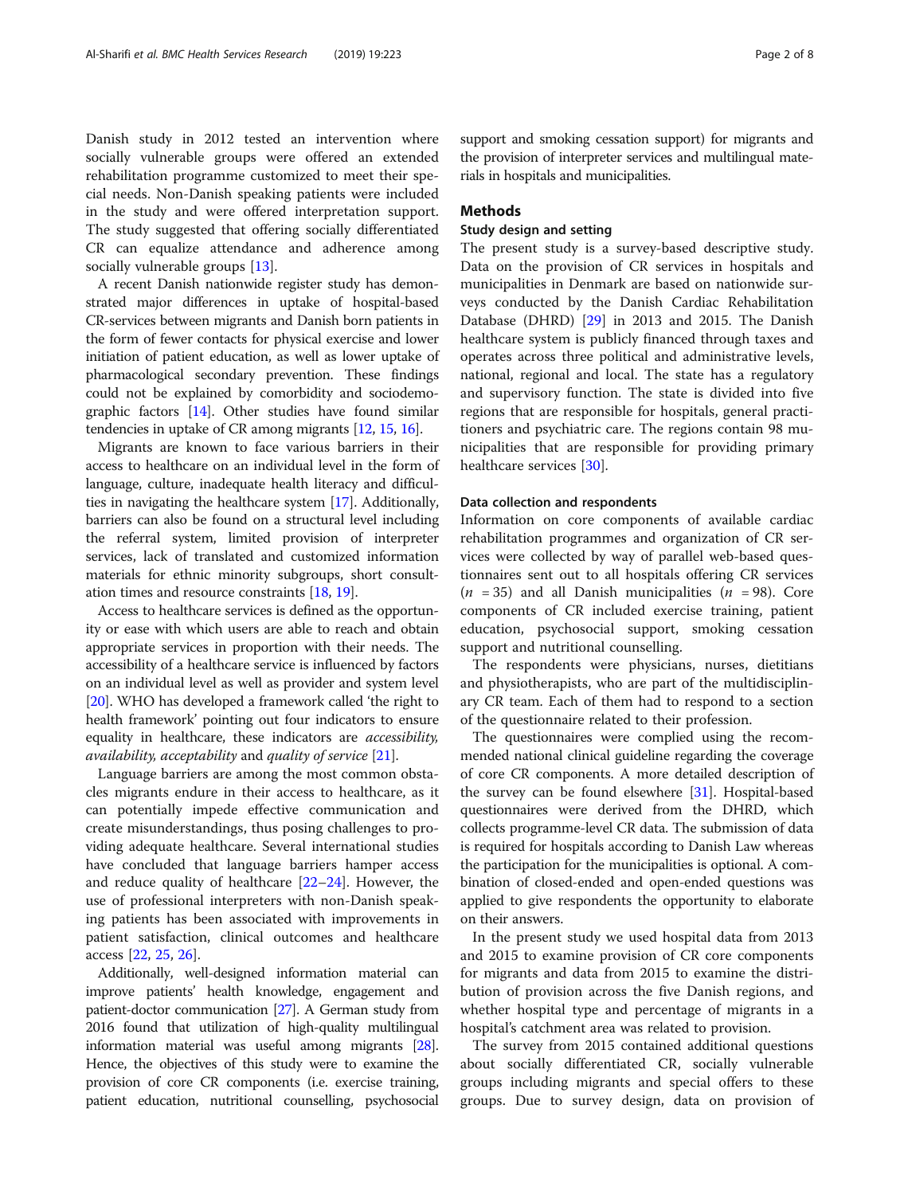Danish study in 2012 tested an intervention where socially vulnerable groups were offered an extended rehabilitation programme customized to meet their special needs. Non-Danish speaking patients were included in the study and were offered interpretation support. The study suggested that offering socially differentiated CR can equalize attendance and adherence among socially vulnerable groups [13].

A recent Danish nationwide register study has demonstrated major differences in uptake of hospital-based CR-services between migrants and Danish born patients in the form of fewer contacts for physical exercise and lower initiation of patient education, as well as lower uptake of pharmacological secondary prevention. These findings could not be explained by comorbidity and sociodemographic factors [14]. Other studies have found similar tendencies in uptake of CR among migrants [12, 15, 16].

Migrants are known to face various barriers in their access to healthcare on an individual level in the form of language, culture, inadequate health literacy and difficulties in navigating the healthcare system [17]. Additionally, barriers can also be found on a structural level including the referral system, limited provision of interpreter services, lack of translated and customized information materials for ethnic minority subgroups, short consultation times and resource constraints [18, 19].

Access to healthcare services is defined as the opportunity or ease with which users are able to reach and obtain appropriate services in proportion with their needs. The accessibility of a healthcare service is influenced by factors on an individual level as well as provider and system level [20]. WHO has developed a framework called 'the right to health framework' pointing out four indicators to ensure equality in healthcare, these indicators are *accessibility, availability, acceptability* and *quality of service* [21].

Language barriers are among the most common obstacles migrants endure in their access to healthcare, as it can potentially impede effective communication and create misunderstandings, thus posing challenges to providing adequate healthcare. Several international studies have concluded that language barriers hamper access and reduce quality of healthcare [22–24]. However, the use of professional interpreters with non-Danish speaking patients has been associated with improvements in patient satisfaction, clinical outcomes and healthcare access [22, 25, 26].

Additionally, well-designed information material can improve patients' health knowledge, engagement and patient-doctor communication [27]. A German study from 2016 found that utilization of high-quality multilingual information material was useful among migrants [28]. Hence, the objectives of this study were to examine the provision of core CR components (i.e. exercise training, patient education, nutritional counselling, psychosocial support and smoking cessation support) for migrants and the provision of interpreter services and multilingual materials in hospitals and municipalities.

## Methods

### Study design and setting

The present study is a survey-based descriptive study. Data on the provision of CR services in hospitals and municipalities in Denmark are based on nationwide surveys conducted by the Danish Cardiac Rehabilitation Database (DHRD) [29] in 2013 and 2015. The Danish healthcare system is publicly financed through taxes and operates across three political and administrative levels, national, regional and local. The state has a regulatory and supervisory function. The state is divided into five regions that are responsible for hospitals, general practitioners and psychiatric care. The regions contain 98 municipalities that are responsible for providing primary healthcare services [30].

### Data collection and respondents

Information on core components of available cardiac rehabilitation programmes and organization of CR services were collected by way of parallel web-based questionnaires sent out to all hospitals offering CR services ($n = 35$) and all Danish municipalities ($n = 98$). Core components of CR included exercise training, patient education, psychosocial support, smoking cessation support and nutritional counselling.

The respondents were physicians, nurses, dietitians and physiotherapists, who are part of the multidisciplinary CR team. Each of them had to respond to a section of the questionnaire related to their profession.

The questionnaires were complied using the recommended national clinical guideline regarding the coverage of core CR components. A more detailed description of the survey can be found elsewhere [31]. Hospital-based questionnaires were derived from the DHRD, which collects programme-level CR data. The submission of data is required for hospitals according to Danish Law whereas the participation for the municipalities is optional. A combination of closed-ended and open-ended questions was applied to give respondents the opportunity to elaborate on their answers.

In the present study we used hospital data from 2013 and 2015 to examine provision of CR core components for migrants and data from 2015 to examine the distribution of provision across the five Danish regions, and whether hospital type and percentage of migrants in a hospital's catchment area was related to provision.

The survey from 2015 contained additional questions about socially differentiated CR, socially vulnerable groups including migrants and special offers to these groups. Due to survey design, data on provision of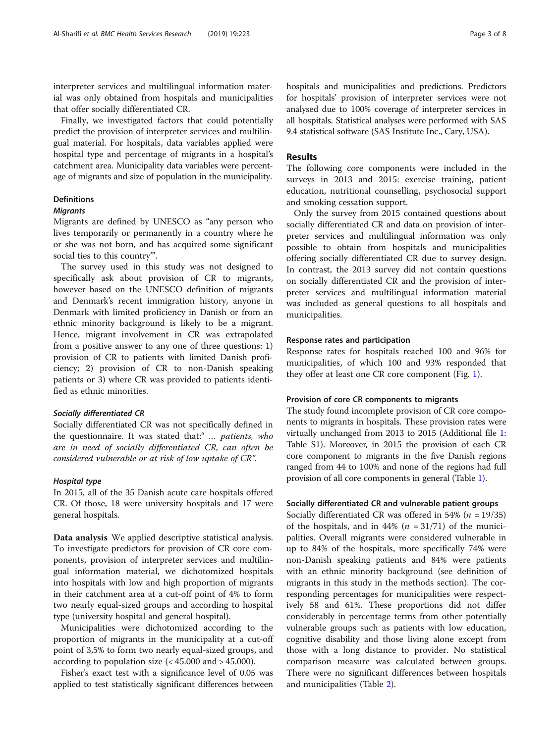interpreter services and multilingual information material was only obtained from hospitals and municipalities that offer socially differentiated CR.

Finally, we investigated factors that could potentially predict the provision of interpreter services and multilingual material. For hospitals, data variables applied were hospital type and percentage of migrants in a hospital's catchment area. Municipality data variables were percentage of migrants and size of population in the municipality.

### Definitions

#### *Migrants*

Migrants are defined by UNESCO as "any person who lives temporarily or permanently in a country where he or she was not born, and has acquired some significant social ties to this country'".

The survey used in this study was not designed to specifically ask about provision of CR to migrants, however based on the UNESCO definition of migrants and Denmark's recent immigration history, anyone in Denmark with limited proficiency in Danish or from an ethnic minority background is likely to be a migrant. Hence, migrant involvement in CR was extrapolated from a positive answer to any one of three questions: 1) provision of CR to patients with limited Danish proficiency; 2) provision of CR to non-Danish speaking patients or 3) where CR was provided to patients identified as ethnic minorities.

#### *Socially differentiated CR*

Socially differentiated CR was not specifically defined in the questionnaire. It was stated that:" *… patients, who are in need of socially differentiated CR, can often be considered vulnerable or at risk of low uptake of CR".*

#### *Hospital type*

In 2015, all of the 35 Danish acute care hospitals offered CR. Of those, 18 were university hospitals and 17 were general hospitals.

**Data analysis** We applied descriptive statistical analysis. To investigate predictors for provision of CR core components, provision of interpreter services and multilingual information material, we dichotomized hospitals into hospitals with low and high proportion of migrants in their catchment area at a cut-off point of 4% to form two nearly equal-sized groups and according to hospital type (university hospital and general hospital).

Municipalities were dichotomized according to the proportion of migrants in the municipality at a cut-off point of 3,5% to form two nearly equal-sized groups, and according to population size (< 45.000 and > 45.000).

Fisher's exact test with a significance level of 0.05 was applied to test statistically significant differences between hospitals and municipalities and predictions. Predictors for hospitals' provision of interpreter services were not analysed due to 100% coverage of interpreter services in all hospitals. Statistical analyses were performed with SAS 9.4 statistical software (SAS Institute Inc., Cary, USA).

## Results

The following core components were included in the surveys in 2013 and 2015: exercise training, patient education, nutritional counselling, psychosocial support and smoking cessation support.

Only the survey from 2015 contained questions about socially differentiated CR and data on provision of interpreter services and multilingual information was only possible to obtain from hospitals and municipalities offering socially differentiated CR due to survey design. In contrast, the 2013 survey did not contain questions on socially differentiated CR and the provision of interpreter services and multilingual information material was included as general questions to all hospitals and municipalities.

### Response rates and participation

Response rates for hospitals reached 100 and 96% for municipalities, of which 100 and 93% responded that they offer at least one CR core component (Fig. 1).

### Provision of core CR components to migrants

The study found incomplete provision of CR core components to migrants in hospitals. These provision rates were virtually unchanged from 2013 to 2015 (Additional file 1: Table S1). Moreover, in 2015 the provision of each CR core component to migrants in the five Danish regions ranged from 44 to 100% and none of the regions had full provision of all core components in general (Table 1).

### Socially differentiated CR and vulnerable patient groups

Socially differentiated CR was offered in 54% ($n$ = 19/35) of the hospitals, and in 44% ($n$ = 31/71) of the municipalities. Overall migrants were considered vulnerable in up to 84% of the hospitals, more specifically 74% were non-Danish speaking patients and 84% were patients with an ethnic minority background (see definition of migrants in this study in the methods section). The corresponding percentages for municipalities were respectively 58 and 61%. These proportions did not differ considerably in percentage terms from other potentially vulnerable groups such as patients with low education, cognitive disability and those living alone except from those with a long distance to provider. No statistical comparison measure was calculated between groups. There were no significant differences between hospitals and municipalities (Table 2).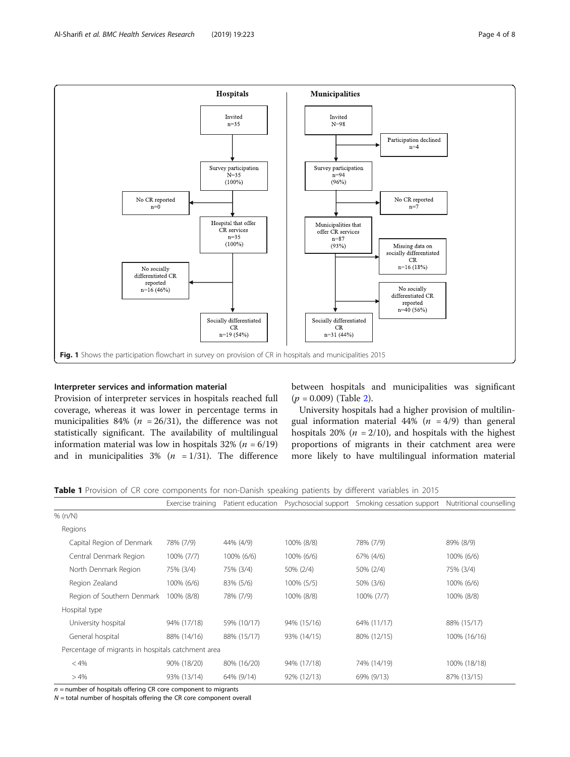**Fig. 1** Shows the participation flowchart in survey on provision of CR in hospitals and municipalities 2015

### Interpreter services and information material

Provision of interpreter services in hospitals reached full coverage, whereas it was lower in percentage terms in municipalities 84% ($n = 26/31$), the difference was not statistically significant. The availability of multilingual information material was low in hospitals 32% ($n = 6/19$) and in municipalities 3% ($n = 1/31$). The difference between hospitals and municipalities was significant ($p = 0.009$) (Table 2).

University hospitals had a higher provision of multilingual information material 44% ($n = 4/9$) than general hospitals 20% ($n = 2/10$), and hospitals with the highest proportions of migrants in their catchment area were more likely to have multilingual information material

**Table 1** Provision of CR core components for non-Danish speaking patients by different variables in 2015

| | Exercise training | Patient education | Psychosocial support | Smoking cessation support | Nutritional counselling |
|---|---|---|---|---|---|
| % (n/N) | | | | | |
| Regions | | | | | |
| Capital Region of Denmark | 78% (7/9) | 44% (4/9) | 100% (8/8) | 78% (7/9) | 89% (8/9) |
| Central Denmark Region | 100% (7/7) | 100% (6/6) | 100% (6/6) | 67% (4/6) | 100% (6/6) |
| North Denmark Region | 75% (3/4) | 75% (3/4) | 50% (2/4) | 50% (2/4) | 75% (3/4) |
| Region Zealand | 100% (6/6) | 83% (5/6) | 100% (5/5) | 50% (3/6) | 100% (6/6) |
| Region of Southern Denmark | 100% (8/8) | 78% (7/9) | 100% (8/8) | 100% (7/7) | 100% (8/8) |
| Hospital type | | | | | |
| University hospital | 94% (17/18) | 59% (10/17) | 94% (15/16) | 64% (11/17) | 88% (15/17) |
| General hospital | 88% (14/16) | 88% (15/17) | 93% (14/15) | 80% (12/15) | 100% (16/16) |
| Percentage of migrants in hospitals catchment area | | | | | |
| < 4% | 90% (18/20) | 80% (16/20) | 94% (17/18) | 74% (14/19) | 100% (18/18) |
| > 4% | 93% (13/14) | 64% (9/14) | 92% (12/13) | 69% (9/13) | 87% (13/15) |

$n$ = number of hospitals offering CR core component to migrants
$N$ = total number of hospitals offering the CR core component overall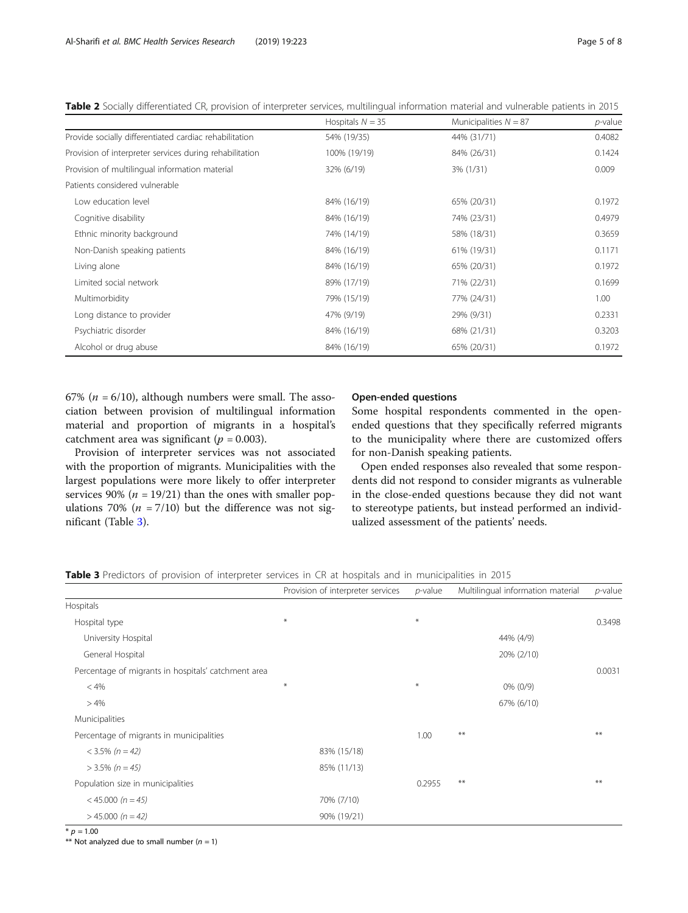**Table 2** Socially differentiated CR, provision of interpreter services, multilingual information material and vulnerable patients in 2015

| | Hospitals $N = 35$ | Municipalities $N = 87$ | *p*-value |
|---|---|---|---|
| Provide socially differentiated cardiac rehabilitation | 54% (19/35) | 44% (31/71) | 0.4082 |
| Provision of interpreter services during rehabilitation | 100% (19/19) | 84% (26/31) | 0.1424 |
| Provision of multilingual information material | 32% (6/19) | 3% (1/31) | 0.009 |
| Patients considered vulnerable | | | |
| Low education level | 84% (16/19) | 65% (20/31) | 0.1972 |
| Cognitive disability | 84% (16/19) | 74% (23/31) | 0.4979 |
| Ethnic minority background | 74% (14/19) | 58% (18/31) | 0.3659 |
| Non-Danish speaking patients | 84% (16/19) | 61% (19/31) | 0.1171 |
| Living alone | 84% (16/19) | 65% (20/31) | 0.1972 |
| Limited social network | 89% (17/19) | 71% (22/31) | 0.1699 |
| Multimorbidity | 79% (15/19) | 77% (24/31) | 1.00 |
| Long distance to provider | 47% (9/19) | 29% (9/31) | 0.2331 |
| Psychiatric disorder | 84% (16/19) | 68% (21/31) | 0.3203 |
| Alcohol or drug abuse | 84% (16/19) | 65% (20/31) | 0.1972 |

67% ($n = 6/10$), although numbers were small. The association between provision of multilingual information material and proportion of migrants in a hospital's catchment area was significant ($p = 0.003$).

Provision of interpreter services was not associated with the proportion of migrants. Municipalities with the largest populations were more likely to offer interpreter services 90% ($n = 19/21$) than the ones with smaller populations 70% ($n = 7/10$) but the difference was not significant (Table 3).

### Open-ended questions

Some hospital respondents commented in the open-ended questions that they specifically referred migrants to the municipality where there are customized offers for non-Danish speaking patients.

Open ended responses also revealed that some respondents did not respond to consider migrants as vulnerable in the close-ended questions because they did not want to stereotype patients, but instead performed an individualized assessment of the patients' needs.

**Table 3** Predictors of provision of interpreter services in CR at hospitals and in municipalities in 2015

| | Provision of interpreter services | *p*-value | Multilingual information material | *p*-value |
|---|---|---|---|---|
| Hospitals | | | | |
| Hospital type | * | * | | 0.3498 |
| University Hospital | | | 44% (4/9) | |
| General Hospital | | | 20% (2/10) | |
| Percentage of migrants in hospitals' catchment area | | | | 0.0031 |
| < 4% | * | * | 0% (0/9) | |
| > 4% | | | 67% (6/10) | |
| Municipalities | | | | |
| Percentage of migrants in municipalities | | 1.00 | ** | ** |
| < 3.5% *(n = 42)* | 83% (15/18) | | | |
| > 3.5% *(n = 45)* | 85% (11/13) | | | |
| Population size in municipalities | | 0.2955 | ** | ** |
| < 45.000 *(n = 45)* | 70% (7/10) | | | |
| > 45.000 *(n = 42)* | 90% (19/21) | | | |

* $p = 1.00$

** Not analyzed due to small number ($n = 1$)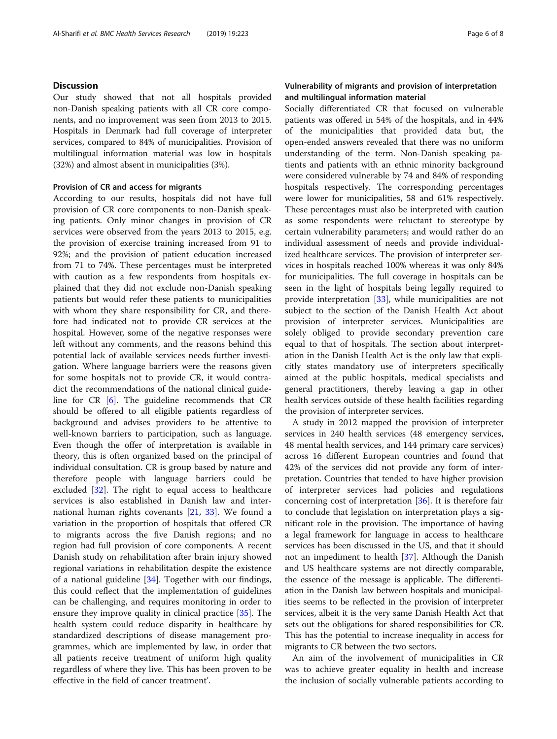## Discussion

Our study showed that not all hospitals provided non-Danish speaking patients with all CR core components, and no improvement was seen from 2013 to 2015. Hospitals in Denmark had full coverage of interpreter services, compared to 84% of municipalities. Provision of multilingual information material was low in hospitals (32%) and almost absent in municipalities (3%).

### Provision of CR and access for migrants

According to our results, hospitals did not have full provision of CR core components to non-Danish speaking patients. Only minor changes in provision of CR services were observed from the years 2013 to 2015, e.g. the provision of exercise training increased from 91 to 92%; and the provision of patient education increased from 71 to 74%. These percentages must be interpreted with caution as a few respondents from hospitals explained that they did not exclude non-Danish speaking patients but would refer these patients to municipalities with whom they share responsibility for CR, and therefore had indicated not to provide CR services at the hospital. However, some of the negative responses were left without any comments, and the reasons behind this potential lack of available services needs further investigation. Where language barriers were the reasons given for some hospitals not to provide CR, it would contradict the recommendations of the national clinical guideline for CR [6]. The guideline recommends that CR should be offered to all eligible patients regardless of background and advises providers to be attentive to well-known barriers to participation, such as language. Even though the offer of interpretation is available in theory, this is often organized based on the principal of individual consultation. CR is group based by nature and therefore people with language barriers could be excluded [32]. The right to equal access to healthcare services is also established in Danish law and international human rights covenants [21, 33]. We found a variation in the proportion of hospitals that offered CR to migrants across the five Danish regions; and no region had full provision of core components. A recent Danish study on rehabilitation after brain injury showed regional variations in rehabilitation despite the existence of a national guideline [34]. Together with our findings, this could reflect that the implementation of guidelines can be challenging, and requires monitoring in order to ensure they improve quality in clinical practice [35]. The health system could reduce disparity in healthcare by standardized descriptions of disease management programmes, which are implemented by law, in order that all patients receive treatment of uniform high quality regardless of where they live. This has been proven to be effective in the field of cancer treatment'.

### Vulnerability of migrants and provision of interpretation and multilingual information material

Socially differentiated CR that focused on vulnerable patients was offered in 54% of the hospitals, and in 44% of the municipalities that provided data but, the open-ended answers revealed that there was no uniform understanding of the term. Non-Danish speaking patients and patients with an ethnic minority background were considered vulnerable by 74 and 84% of responding hospitals respectively. The corresponding percentages were lower for municipalities, 58 and 61% respectively. These percentages must also be interpreted with caution as some respondents were reluctant to stereotype by certain vulnerability parameters; and would rather do an individual assessment of needs and provide individualized healthcare services. The provision of interpreter services in hospitals reached 100% whereas it was only 84% for municipalities. The full coverage in hospitals can be seen in the light of hospitals being legally required to provide interpretation [33], while municipalities are not subject to the section of the Danish Health Act about provision of interpreter services. Municipalities are solely obliged to provide secondary prevention care equal to that of hospitals. The section about interpretation in the Danish Health Act is the only law that explicitly states mandatory use of interpreters specifically aimed at the public hospitals, medical specialists and general practitioners, thereby leaving a gap in other health services outside of these health facilities regarding the provision of interpreter services.

A study in 2012 mapped the provision of interpreter services in 240 health services (48 emergency services, 48 mental health services, and 144 primary care services) across 16 different European countries and found that 42% of the services did not provide any form of interpretation. Countries that tended to have higher provision of interpreter services had policies and regulations concerning cost of interpretation [36]. It is therefore fair to conclude that legislation on interpretation plays a significant role in the provision. The importance of having a legal framework for language in access to healthcare services has been discussed in the US, and that it should not an impediment to health [37]. Although the Danish and US healthcare systems are not directly comparable, the essence of the message is applicable. The differentiation in the Danish law between hospitals and municipalities seems to be reflected in the provision of interpreter services, albeit it is the very same Danish Health Act that sets out the obligations for shared responsibilities for CR. This has the potential to increase inequality in access for migrants to CR between the two sectors.

An aim of the involvement of municipalities in CR was to achieve greater equality in health and increase the inclusion of socially vulnerable patients according to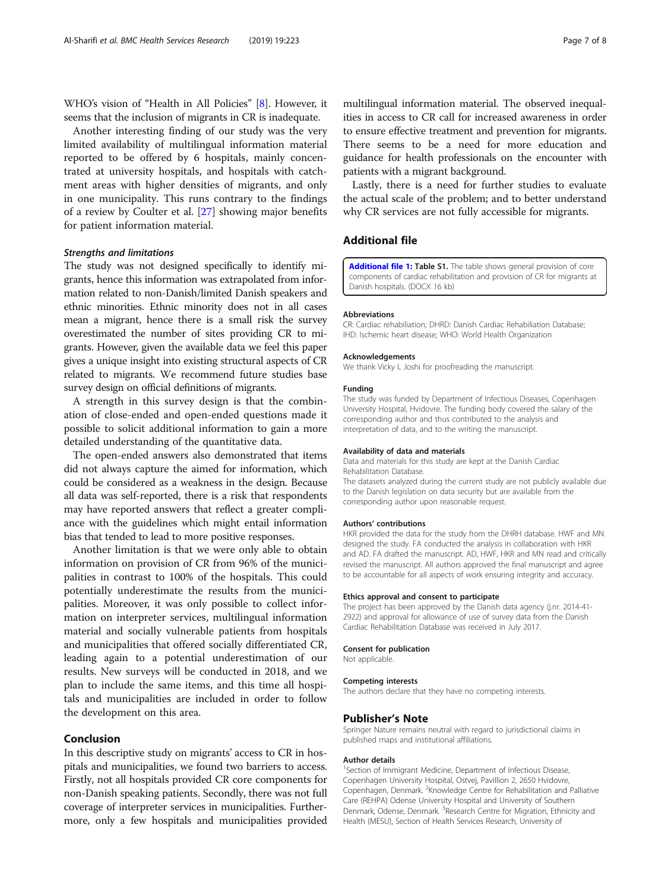WHO's vision of "Health in All Policies" [8]. However, it seems that the inclusion of migrants in CR is inadequate.

Another interesting finding of our study was the very limited availability of multilingual information material reported to be offered by 6 hospitals, mainly concentrated at university hospitals, and hospitals with catchment areas with higher densities of migrants, and only in one municipality. This runs contrary to the findings of a review by Coulter et al. [27] showing major benefits for patient information material.

### *Strengths and limitations*

The study was not designed specifically to identify migrants, hence this information was extrapolated from information related to non-Danish/limited Danish speakers and ethnic minorities. Ethnic minority does not in all cases mean a migrant, hence there is a small risk the survey overestimated the number of sites providing CR to migrants. However, given the available data we feel this paper gives a unique insight into existing structural aspects of CR related to migrants. We recommend future studies base survey design on official definitions of migrants.

A strength in this survey design is that the combination of close-ended and open-ended questions made it possible to solicit additional information to gain a more detailed understanding of the quantitative data.

The open-ended answers also demonstrated that items did not always capture the aimed for information, which could be considered as a weakness in the design. Because all data was self-reported, there is a risk that respondents may have reported answers that reflect a greater compliance with the guidelines which might entail information bias that tended to lead to more positive responses.

Another limitation is that we were only able to obtain information on provision of CR from 96% of the municipalities in contrast to 100% of the hospitals. This could potentially underestimate the results from the municipalities. Moreover, it was only possible to collect information on interpreter services, multilingual information material and socially vulnerable patients from hospitals and municipalities that offered socially differentiated CR, leading again to a potential underestimation of our results. New surveys will be conducted in 2018, and we plan to include the same items, and this time all hospitals and municipalities are included in order to follow the development on this area.

## Conclusion

In this descriptive study on migrants' access to CR in hospitals and municipalities, we found two barriers to access. Firstly, not all hospitals provided CR core components for non-Danish speaking patients. Secondly, there was not full coverage of interpreter services in municipalities. Furthermore, only a few hospitals and municipalities provided multilingual information material. The observed inequalities in access to CR call for increased awareness in order to ensure effective treatment and prevention for migrants. There seems to be a need for more education and guidance for health professionals on the encounter with patients with a migrant background.

Lastly, there is a need for further studies to evaluate the actual scale of the problem; and to better understand why CR services are not fully accessible for migrants.

## Additional file

**Additional file 1: Table S1.** The table shows general provision of core components of cardiac rehabilitation and provision of CR for migrants at Danish hospitals. (DOCX 16 kb)

#### Abbreviations

CR: Cardiac rehabiliation; DHRD: Danish Cardiac Rehabilitation Database; IHD: Ischemic heart disease; WHO: World Health Organization

#### Acknowledgements

We thank Vicky L Joshi for proofreading the manuscript.

#### Funding

The study was funded by Department of Infectious Diseases, Copenhagen University Hospital, Hvidovre. The funding body covered the salary of the corresponding author and thus contributed to the analysis and interpretation of data, and to the writing the manuscript.

#### Availability of data and materials

Data and materials for this study are kept at the Danish Cardiac Rehabilitation Database.

The datasets analyzed during the current study are not publicly available due to the Danish legislation on data security but are available from the corresponding author upon reasonable request.

#### Authors' contributions

HKR provided the data for the study from the DHRH database. HWF and MN designed the study. FA conducted the analysis in collaboration with HKR and AD. FA drafted the manuscript. AD, HWF, HKR and MN read and critically revised the manuscript. All authors approved the final manuscript and agree to be accountable for all aspects of work ensuring integrity and accuracy.

#### Ethics approval and consent to participate

The project has been approved by the Danish data agency (j.nr. 2014-41-2922) and approval for allowance of use of survey data from the Danish Cardiac Rehabilitation Database was received in July 2017.

#### Consent for publication

Not applicable.

#### Competing interests

The authors declare that they have no competing interests.

## Publisher's Note

Springer Nature remains neutral with regard to jurisdictional claims in published maps and institutional affiliations.

#### Author details

[1]Section of Immigrant Medicine, Department of Infectious Disease, Copenhagen University Hospital, Ostvej, Pavillion 2, 2650 Hvidovre, Copenhagen, Denmark. [2]Knowledge Centre for Rehabilitation and Palliative Care (REHPA) Odense University Hospital and University of Southern Denmark, Odense, Denmark. [3]Research Centre for Migration, Ethnicity and Health (MESU), Section of Health Services Research, University of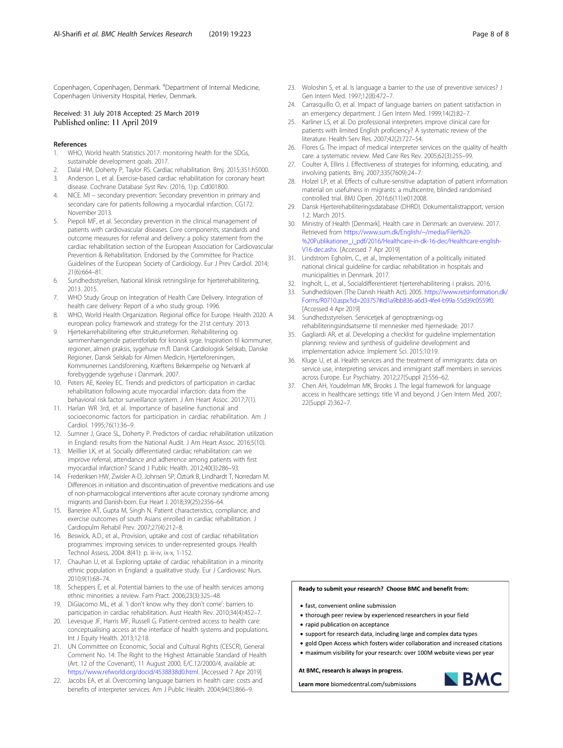Copenhagen, Copenhagen, Denmark. [4]Department of Internal Medicine, Copenhagen University Hospital, Herlev, Denmark.

Received: 31 July 2018 Accepted: 25 March 2019
Published online: 11 April 2019

## References

1. WHO, World health Statistics 2017: monitoring health for the SDGs, sustainable development goals. 2017.
2. Dalal HM, Doherty P, Taylor RS. Cardiac rehabilitation. Bmj. 2015;351:h5000.
3. Anderson L, et al. Exercise-based cardiac rehabilitation for coronary heart disease. Cochrane Database Syst Rev. (2016, 1):p. Cd001800.
4. NICE. MI – secondary prevention: Secondary prevention in primary and secondary care for patients following a myocardial infarction. CG172. November 2013.
5. Piepoli MF, et al. Secondary prevention in the clinical management of patients with cardiovascular diseases. Core components, standards and outcome measures for referral and delivery: a policy statement from the cardiac rehabilitation section of the European Association for Cardiovascular Prevention & Rehabilitation. Endorsed by the Committee for Practice Guidelines of the European Society of Cardiology. Eur J Prev Cardiol. 2014; 21(6):664–81.
6. Sundhedsstyrelsen, National klinisk retningslinje for hjerterehabilitering, 2013. 2015.
7. WHO Study Group on Integration of Health Care Delivery. Integration of health care delivery: Report of a who study group. 1996.
8. WHO, World Health Organization. Regional office for Europe. Health 2020. A european policy framework and strategy for the 21st century. 2013.
9. Hjertekarrehabilitering efter strukturreformen. Rehabilitering og sammenhængende patientforløb for kronisk syge. Inspiration til kommuner, regioner, almen praksis, sygehuse m.fl. Dansk Cardiologisk Selskab, Danske Regioner, Dansk Selskab for Almen Medicin, Hjerteforeningen, Kommunernes Landsforening, Kræftens Bekæmpelse og Netværk af forebyggende sygehuse i Danmark. 2007.
10. Peters AE, Keeley EC. Trends and predictors of participation in cardiac rehabilitation following acute myocardial infarction: data from the behavioral risk factor surveillance system. J Am Heart Assoc. 2017;7(1).
11. Harlan WR 3rd, et al. Importance of baseline functional and socioeconomic factors for participation in cardiac rehabilitation. Am J Cardiol. 1995;76(1):36–9.
12. Sumner J, Grace SL, Doherty P. Predictors of cardiac rehabilitation utilization in England: results from the National Audit. J Am Heart Assoc. 2016;5(10).
13. Meillier LK, et al. Socially differentiated cardiac rehabilitation: can we improve referral, attendance and adherence among patients with first myocardial infarction? Scand J Public Health. 2012;40(3):286–93.
14. Frederiksen HW, Zwisler A-D, Johnsen SP, Öztürk B, Lindhardt T, Norredam M. Differences in initiation and discontinuation of preventive medications and use of non-pharmacological interventions after acute coronary syndrome among migrants and Danish-born. Eur Heart J. 2018;39(25):2356–64.
15. Banerjee AT, Gupta M, Singh N. Patient characteristics, compliance, and exercise outcomes of south Asians enrolled in cardiac rehabilitation. J Cardiopulm Rehabil Prev. 2007;27(4):212–8.
16. Beswick, A.D., et al., Provision, uptake and cost of cardiac rehabilitation programmes: improving services to under-represented groups. Health Technol Assess, 2004. 8(41): p. iii-iv, ix-x, 1-152.
17. Chauhan U, et al. Exploring uptake of cardiac rehabilitation in a minority ethnic population in England: a qualitative study. Eur J Cardiovasc Nurs. 2010;9(1):68–74.
18. Scheppers E, et al. Potential barriers to the use of health services among ethnic minorities: a review. Fam Pract. 2006;23(3):325–48.
19. DiGiacomo ML, et al. 'I don't know why they don't come': barriers to participation in cardiac rehabilitation. Aust Health Rev. 2010;34(4):452–7.
20. Levesque JF, Harris MF, Russell G. Patient-centred access to health care: conceptualising access at the interface of health systems and populations. Int J Equity Health. 2013;12:18.
21. UN Committee on Economic, Social and Cultural Rights (CESCR), General Comment No. 14: The Right to the Highest Attainable Standard of Health (Art. 12 of the Covenant), 11 August 2000, E/C.12/2000/4, available at: https://www.refworld.org/docid/4538838d0.html. [Accessed 7 Apr 2019]
22. Jacobs EA, et al. Overcoming language barriers in health care: costs and benefits of interpreter services. Am J Public Health. 2004;94(5):866–9.
23. Woloshin S, et al. Is language a barrier to the use of preventive services? J Gen Intern Med. 1997;12(8):472–7.
24. Carrasquillo O, et al. Impact of language barriers on patient satisfaction in an emergency department. J Gen Intern Med. 1999;14(2):82–7.
25. Karliner LS, et al. Do professional interpreters improve clinical care for patients with limited English proficiency? A systematic review of the literature. Health Serv Res. 2007;42(2):727–54.
26. Flores G. The impact of medical interpreter services on the quality of health care: a systematic review. Med Care Res Rev. 2005;62(3):255–99.
27. Coulter A, Ellins J. Effectiveness of strategies for informing, educating, and involving patients. Bmj. 2007;335(7609):24–7.
28. Holzel LP, et al. Effects of culture-sensitive adaptation of patient information material on usefulness in migrants: a multicentre, blinded randomised controlled trial. BMJ Open. 2016;6(11):e012008.
29. Dansk Hjerterehabiliteringsdatabase (DHRD). Dokumentalistrapport, version 1.2. March 2015.
30. Ministry of Health [Denmark]. Health care in Denmark: an overview. 2017. Retrieved from https://www.sum.dk/English/~/media/Filer%20-%20Publikationer_i_pdf/2016/Healthcare-in-dk-16-dec/Healthcare-english-V16-dec.ashx. [Accessed 7 Apr 2019]
31. Lindstrom Egholm, C., et al., Implementation of a politically initiated national clinical guideline for cardiac rehabilitation in hospitals and municipalities in Denmark. 2017.
32. Ingholt, L., et al., Socialdifferentieret hjerterehabilitering i praksis. 2016.
33. Sundhedsloven (The Danish Health Act). 2005. https://www.retsinformation.dk/Forms/R0710.aspx?id=203757#id1a9bb836-a6d3-4fe4-b99a-55d39c0559f0. [Accessed 4 Apr 2019]
34. Sundhedsstyrelsen. Servicetjek af genoptrænings-og rehabiliteringsindsatserne til mennesker med hjerneskade. 2017.
35. Gagliardi AR, et al. Developing a checklist for guideline implementation planning: review and synthesis of guideline development and implementation advice. Implement Sci. 2015;10:19.
36. Kluge U, et al. Health services and the treatment of immigrants: data on service use, interpreting services and immigrant staff members in services across Europe. Eur Psychiatry. 2012;27(Suppl 2):S56–62.
37. Chen AH, Youdelman MK, Brooks J. The legal framework for language access in healthcare settings: title VI and beyond. J Gen Intern Med. 2007; 22(Suppl 2):362–7.

**Ready to submit your research? Choose BMC and benefit from:**

- fast, convenient online submission
- thorough peer review by experienced researchers in your field
- rapid publication on acceptance
- support for research data, including large and complex data types
- gold Open Access which fosters wider collaboration and increased citations
- maximum visibility for your research: over 100M website views per year

**At BMC, research is always in progress.**

**Learn more** biomedcentral.com/submissions

BMC